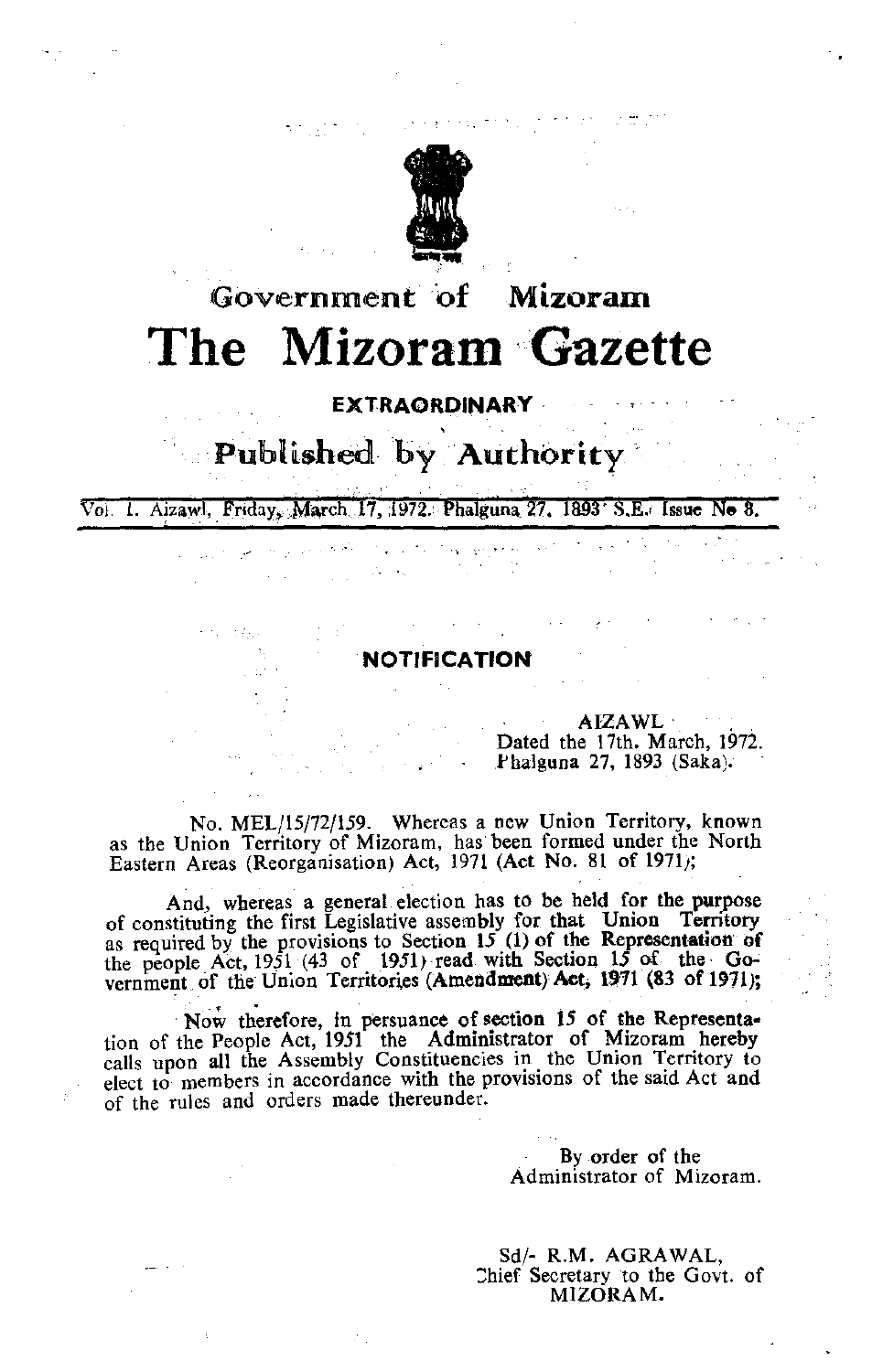# Government of Mizoram

# The Mizoram Gazette

**EXTRAORDINARY**

## Published by Authority

Vol. I. Aizawl, Friday, March 17, 1972. Phalguna 27, 1893 S.E. Issue No 8.

---

### NOTIFICATION

AIZAWL
Dated the 17th. March, 1972.
Phalguna 27, 1893 (Saka).

No. MEL/15/72/159. Whereas a new Union Territory, known as the Union Territory of Mizoram, has been formed under the North Eastern Areas (Reorganisation) Act, 1971 (Act No. 81 of 1971);

And, whereas a general election has to be held for the purpose of constituting the first Legislative assembly for that Union Territory as required by the provisions to Section 15 (1) of the Representation of the people Act, 1951 (43 of 1951) read with Section 15 of the Government of the Union Territories (Amendment) Act, 1971 (83 of 1971);

Now therefore, in persuance of section 15 of the Representation of the People Act, 1951 the Administrator of Mizoram hereby calls upon all the Assembly Constituencies in the Union Territory to elect to members in accordance with the provisions of the said Act and of the rules and orders made thereunder.

By order of the
Administrator of Mizoram.

Sd/- R.M. AGRAWAL,
Chief Secretary to the Govt. of
MIZORAM.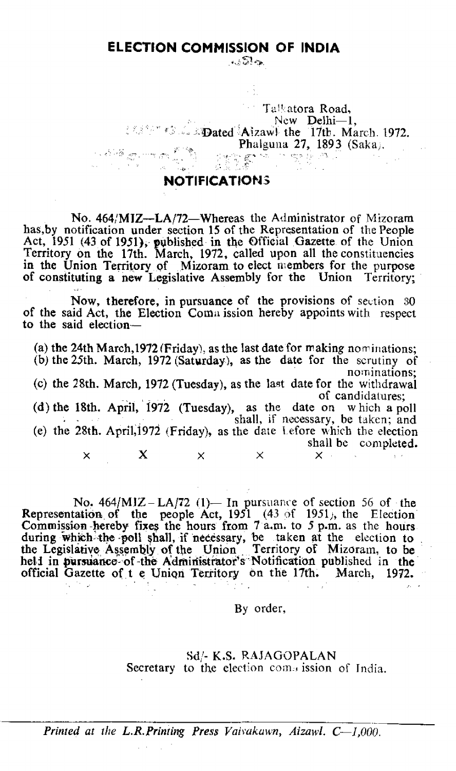## ELECTION COMMISSION OF INDIA

Talkatora Road,
New Delhi—1,
Dated Aizawl the 17th. March. 1972.
Phalguna 27, 1893 (Saka).

## NOTIFICATIONS

No. 464/MIZ—LA/72—Whereas the Administrator of Mizoram has,by notification under section 15 of the Representation of the People Act, 1951 (43 of 1951), published in the Official Gazette of the Union Territory on the 17th. March, 1972, called upon all the constituencies in the Union Territory of Mizoram to elect members for the purpose of constituting a new Legislative Assembly for the Union Territory;

Now, therefore, in pursuance of the provisions of section 30 of the said Act, the Election Commission hereby appoints with respect to the said election—

(a) the 24th March,1972 (Friday), as the last date for making nominations;
(b) the 25th. March, 1972 (Saturday), as the date for the scrutiny of nominations;
(c) the 28th. March, 1972 (Tuesday), as the last date for the withdrawal of candidatures;
(d) the 18th. April, 1972 (Tuesday), as the date on which a poll shall, if necessary, be taken; and
(e) the 28th. April,1972 (Friday), as the date before which the election shall be completed.

× X × × ×

No. 464/MIZ – LA/72 (1)— In pursuance of section 56 of the Representation of the people Act, 1951 (43 of 1951), the Election Commission hereby fixes the hours from 7 a.m. to 5 p.m. as the hours during which the poll shall, if necessary, be taken at the election to the Legislative Assembly of the Union Territory of Mizoram, to be held in pursuance of the Administrator's Notification published in the official Gazette of t e Union Territory on the 17th. March, 1972.

By order,

Sd/- K.S. RAJAGOPALAN
Secretary to the election commission of India.

*Printed at the L.R.Printing Press Vaivakawn, Aizawl. C—1,000.*